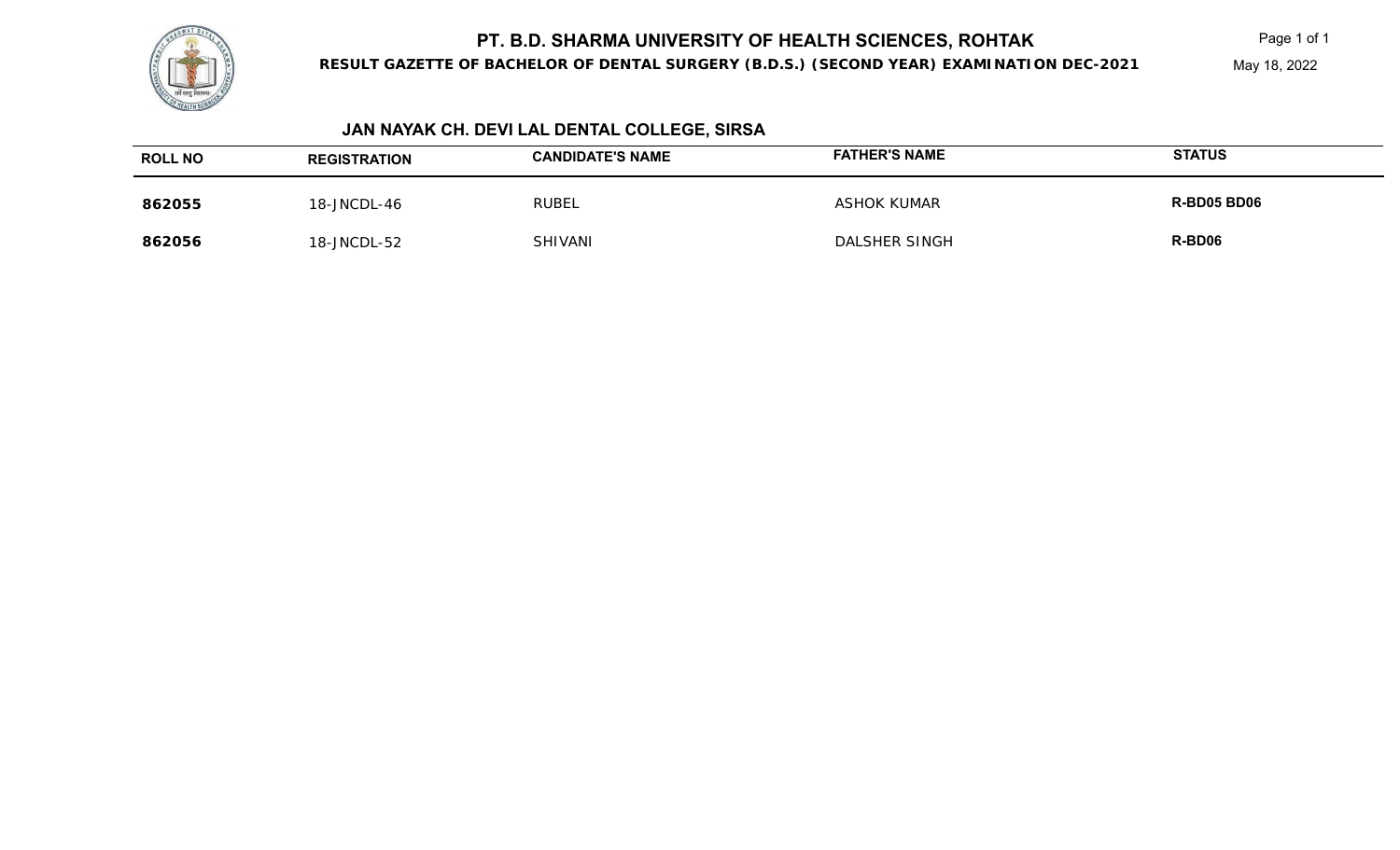# PT. B.D. SHARMA UNIVERSITY OF HEALTH SCIENCES, ROHTAK

**RESULT GAZETTE OF BACHELOR OF DENTAL SURGERY (B.D.S.) (SECOND YEAR) EXAMINATION DEC-2021**

May 18, 2022

## JAN NAYAK CH. DEVI LAL DENTAL COLLEGE, SIRSA

| ROLL NO | REGISTRATION | CANDIDATE'S NAME | FATHER'S NAME | STATUS |
|---|---|---|---|---|
| **862055** | 18-JNCDL-46 | RUBEL | ASHOK KUMAR | **R-BD05 BD06** |
| **862056** | 18-JNCDL-52 | SHIVANI | DALSHER SINGH | **R-BD06** |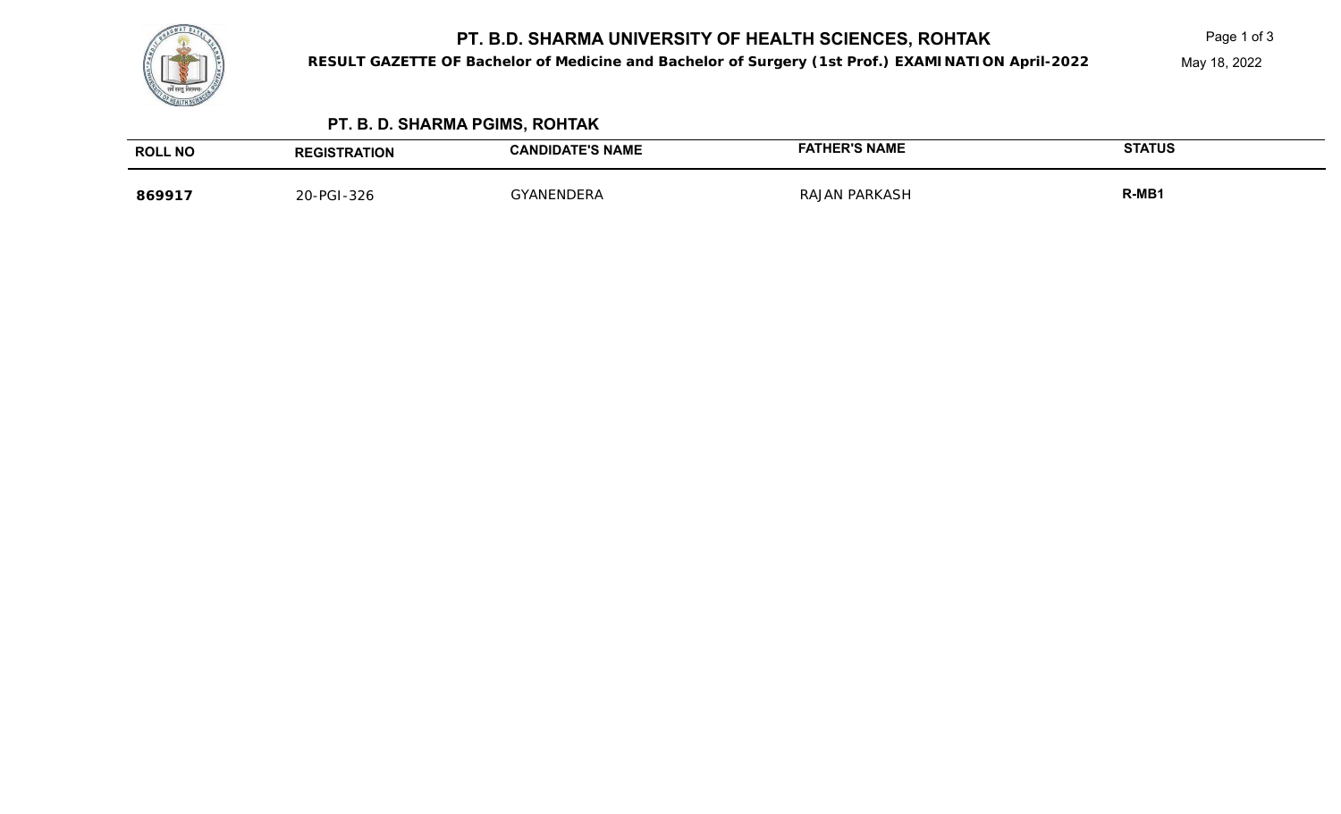# PT. B.D. SHARMA UNIVERSITY OF HEALTH SCIENCES, ROHTAK

**RESULT GAZETTE OF Bachelor of Medicine and Bachelor of Surgery (1st Prof.) EXAMINATION April-2022**

May 18, 2022

## PT. B. D. SHARMA PGIMS, ROHTAK

| ROLL NO | REGISTRATION | CANDIDATE'S NAME | FATHER'S NAME | STATUS |
|---|---|---|---|---|
| **869917** | 20-PGI-326 | GYANENDERA | RAJAN PARKASH | **R-MB1** |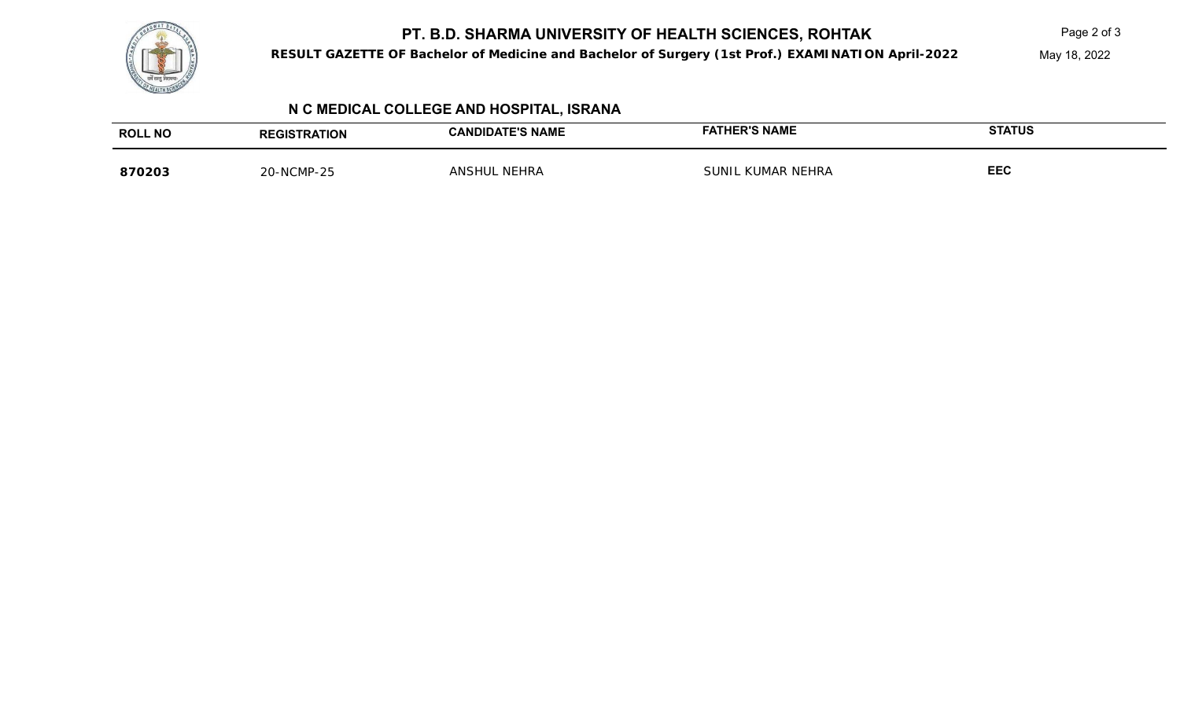# PT. B.D. SHARMA UNIVERSITY OF HEALTH SCIENCES, ROHTAK

**RESULT GAZETTE OF Bachelor of Medicine and Bachelor of Surgery (1st Prof.) EXAMINATION April-2022**

May 18, 2022

## N C MEDICAL COLLEGE AND HOSPITAL, ISRANA

| ROLL NO | REGISTRATION | CANDIDATE'S NAME | FATHER'S NAME | STATUS |
|---|---|---|---|---|
| **870203** | 20-NCMP-25 | ANSHUL NEHRA | SUNIL KUMAR NEHRA | **EEC** |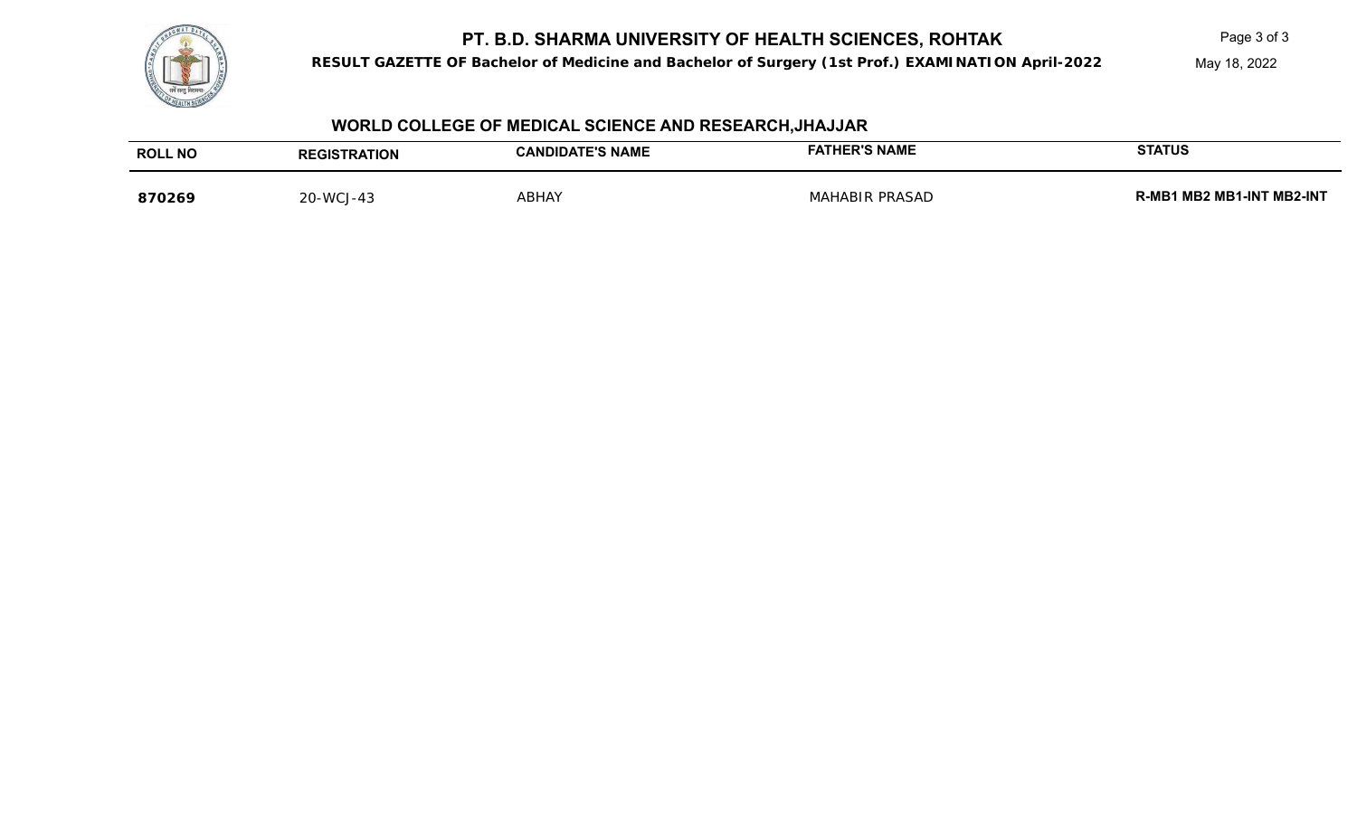# PT. B.D. SHARMA UNIVERSITY OF HEALTH SCIENCES, ROHTAK

**RESULT GAZETTE OF Bachelor of Medicine and Bachelor of Surgery (1st Prof.) EXAMINATION April-2022**

May 18, 2022

## WORLD COLLEGE OF MEDICAL SCIENCE AND RESEARCH,JHAJJAR

| ROLL NO | REGISTRATION | CANDIDATE'S NAME | FATHER'S NAME | STATUS |
|---|---|---|---|---|
| **870269** | 20-WCJ-43 | ABHAY | MAHABIR PRASAD | **R-MB1 MB2 MB1-INT MB2-INT** |